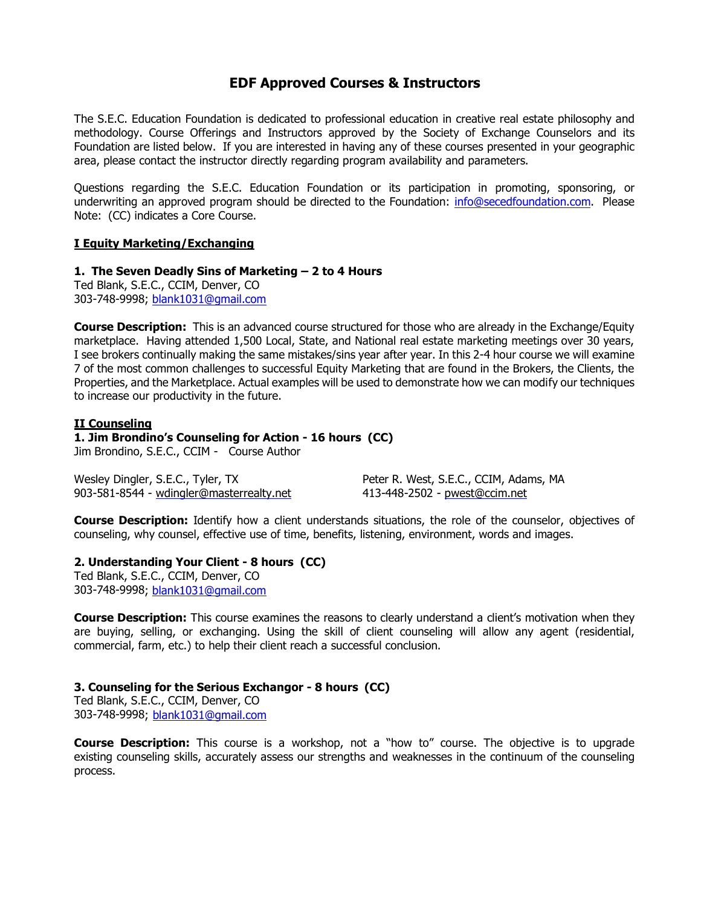# EDF Approved Courses & Instructors

The S.E.C. Education Foundation is dedicated to professional education in creative real estate philosophy and methodology. Course Offerings and Instructors approved by the Society of Exchange Counselors and its Foundation are listed below. If you are interested in having any of these courses presented in your geographic area, please contact the instructor directly regarding program availability and parameters.

Questions regarding the S.E.C. Education Foundation or its participation in promoting, sponsoring, or underwriting an approved program should be directed to the Foundation: info@secedfoundation.com. Please Note: (CC) indicates a Core Course.

## I Equity Marketing/Exchanging

### 1. The Seven Deadly Sins of Marketing – 2 to 4 Hours

Ted Blank, S.E.C., CCIM, Denver, CO
303-748-9998; blank1031@gmail.com

**Course Description:** This is an advanced course structured for those who are already in the Exchange/Equity marketplace. Having attended 1,500 Local, State, and National real estate marketing meetings over 30 years, I see brokers continually making the same mistakes/sins year after year. In this 2-4 hour course we will examine 7 of the most common challenges to successful Equity Marketing that are found in the Brokers, the Clients, the Properties, and the Marketplace. Actual examples will be used to demonstrate how we can modify our techniques to increase our productivity in the future.

## II Counseling

### 1. Jim Brondino's Counseling for Action - 16 hours (CC)

Jim Brondino, S.E.C., CCIM - Course Author

Wesley Dingler, S.E.C., Tyler, TX
903-581-8544 - wdingler@masterrealty.net

Peter R. West, S.E.C., CCIM, Adams, MA
413-448-2502 - pwest@ccim.net

**Course Description:** Identify how a client understands situations, the role of the counselor, objectives of counseling, why counsel, effective use of time, benefits, listening, environment, words and images.

### 2. Understanding Your Client - 8 hours (CC)

Ted Blank, S.E.C., CCIM, Denver, CO
303-748-9998; blank1031@gmail.com

**Course Description:** This course examines the reasons to clearly understand a client's motivation when they are buying, selling, or exchanging. Using the skill of client counseling will allow any agent (residential, commercial, farm, etc.) to help their client reach a successful conclusion.

### 3. Counseling for the Serious Exchangor - 8 hours (CC)

Ted Blank, S.E.C., CCIM, Denver, CO
303-748-9998; blank1031@gmail.com

**Course Description:** This course is a workshop, not a "how to" course. The objective is to upgrade existing counseling skills, accurately assess our strengths and weaknesses in the continuum of the counseling process.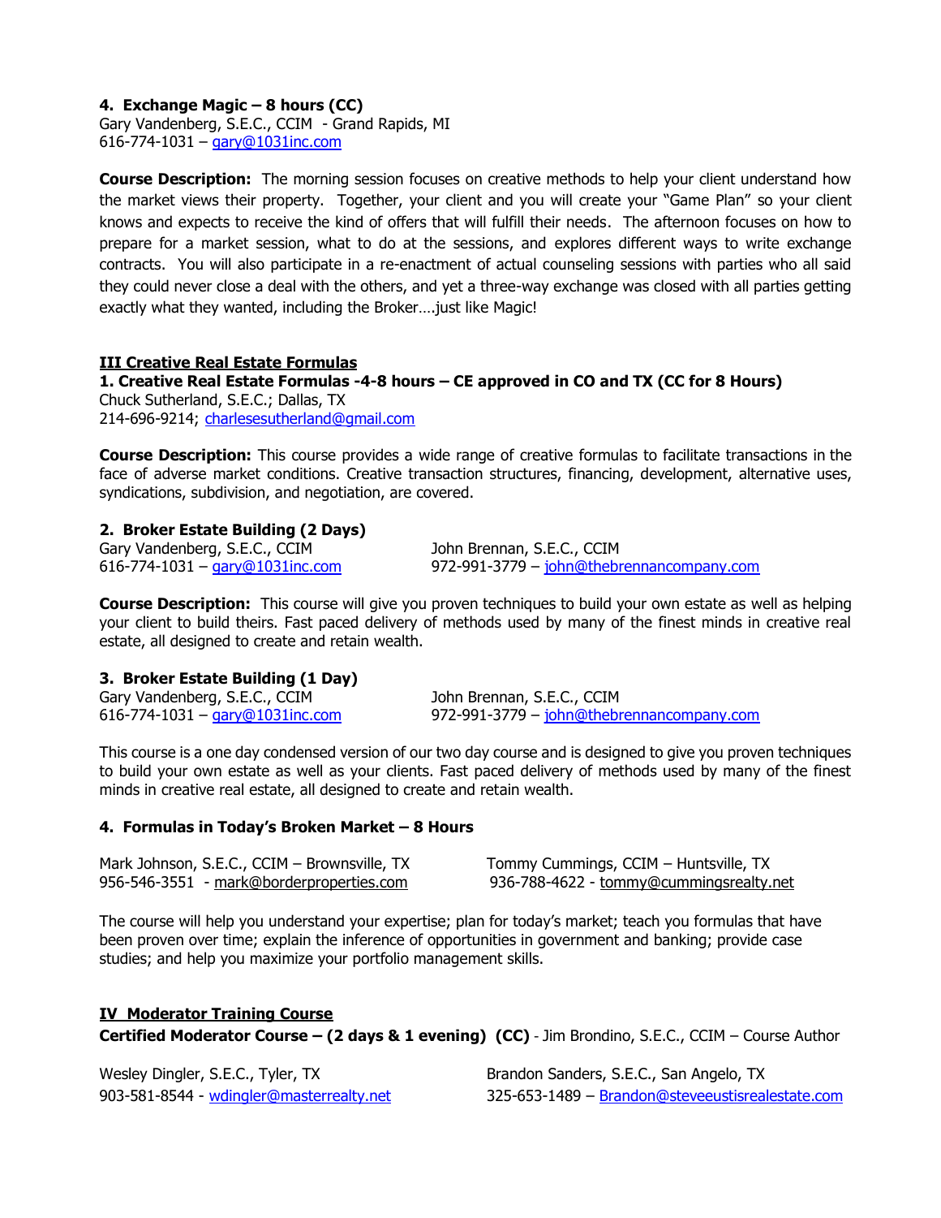**4. Exchange Magic – 8 hours (CC)**
Gary Vandenberg, S.E.C., CCIM - Grand Rapids, MI
616-774-1031 – gary@1031inc.com

**Course Description:** The morning session focuses on creative methods to help your client understand how the market views their property. Together, your client and you will create your "Game Plan" so your client knows and expects to receive the kind of offers that will fulfill their needs. The afternoon focuses on how to prepare for a market session, what to do at the sessions, and explores different ways to write exchange contracts. You will also participate in a re-enactment of actual counseling sessions with parties who all said they could never close a deal with the others, and yet a three-way exchange was closed with all parties getting exactly what they wanted, including the Broker….just like Magic!

## III Creative Real Estate Formulas

**1. Creative Real Estate Formulas -4-8 hours – CE approved in CO and TX (CC for 8 Hours)**
Chuck Sutherland, S.E.C.; Dallas, TX
214-696-9214; charlesesutherland@gmail.com

**Course Description:** This course provides a wide range of creative formulas to facilitate transactions in the face of adverse market conditions. Creative transaction structures, financing, development, alternative uses, syndications, subdivision, and negotiation, are covered.

**2. Broker Estate Building (2 Days)**
Gary Vandenberg, S.E.C., CCIM
616-774-1031 – gary@1031inc.com

John Brennan, S.E.C., CCIM
972-991-3779 – john@thebrennancompany.com

**Course Description:** This course will give you proven techniques to build your own estate as well as helping your client to build theirs. Fast paced delivery of methods used by many of the finest minds in creative real estate, all designed to create and retain wealth.

**3. Broker Estate Building (1 Day)**
Gary Vandenberg, S.E.C., CCIM
616-774-1031 – gary@1031inc.com

John Brennan, S.E.C., CCIM
972-991-3779 – john@thebrennancompany.com

This course is a one day condensed version of our two day course and is designed to give you proven techniques to build your own estate as well as your clients. Fast paced delivery of methods used by many of the finest minds in creative real estate, all designed to create and retain wealth.

**4. Formulas in Today's Broken Market – 8 Hours**

Mark Johnson, S.E.C., CCIM – Brownsville, TX
956-546-3551 - mark@borderproperties.com

Tommy Cummings, CCIM – Huntsville, TX
936-788-4622 - tommy@cummingsrealty.net

The course will help you understand your expertise; plan for today's market; teach you formulas that have been proven over time; explain the inference of opportunities in government and banking; provide case studies; and help you maximize your portfolio management skills.

## IV Moderator Training Course

**Certified Moderator Course – (2 days & 1 evening) (CC)** - Jim Brondino, S.E.C., CCIM – Course Author

Wesley Dingler, S.E.C., Tyler, TX
903-581-8544 - wdingler@masterrealty.net

Brandon Sanders, S.E.C., San Angelo, TX
325-653-1489 – Brandon@steveeustisrealestate.com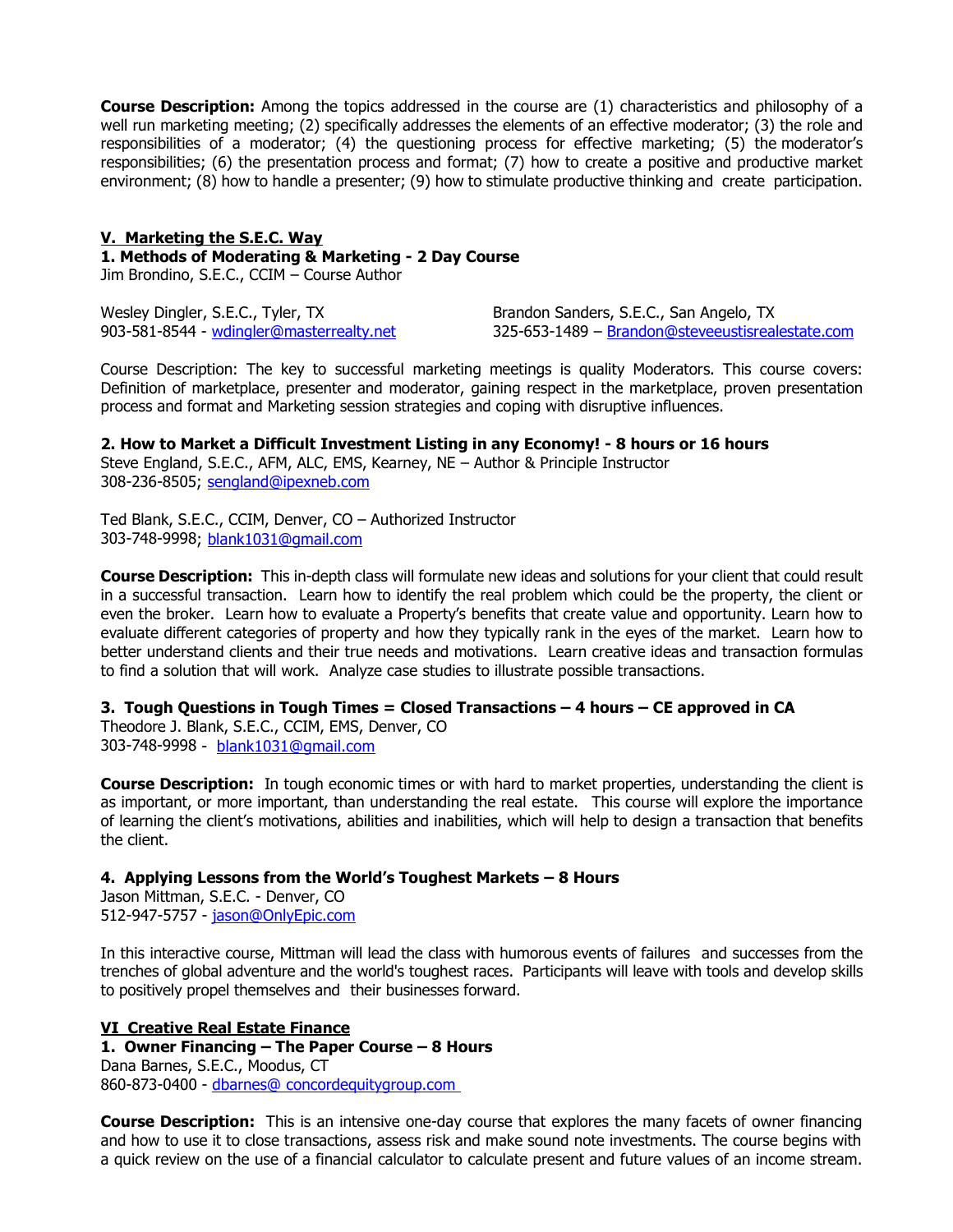**Course Description:** Among the topics addressed in the course are (1) characteristics and philosophy of a well run marketing meeting; (2) specifically addresses the elements of an effective moderator; (3) the role and responsibilities of a moderator; (4) the questioning process for effective marketing; (5) the moderator's responsibilities; (6) the presentation process and format; (7) how to create a positive and productive market environment; (8) how to handle a presenter; (9) how to stimulate productive thinking and create participation.

## V. Marketing the S.E.C. Way

### 1. Methods of Moderating & Marketing - 2 Day Course

Jim Brondino, S.E.C., CCIM – Course Author

Wesley Dingler, S.E.C., Tyler, TX
903-581-8544 - wdingler@masterrealty.net

Brandon Sanders, S.E.C., San Angelo, TX
325-653-1489 – Brandon@steveeustisrealestate.com

Course Description: The key to successful marketing meetings is quality Moderators. This course covers: Definition of marketplace, presenter and moderator, gaining respect in the marketplace, proven presentation process and format and Marketing session strategies and coping with disruptive influences.

### 2. How to Market a Difficult Investment Listing in any Economy! - 8 hours or 16 hours

Steve England, S.E.C., AFM, ALC, EMS, Kearney, NE – Author & Principle Instructor
308-236-8505; sengland@ipexneb.com

Ted Blank, S.E.C., CCIM, Denver, CO – Authorized Instructor
303-748-9998; blank1031@gmail.com

**Course Description:** This in-depth class will formulate new ideas and solutions for your client that could result in a successful transaction. Learn how to identify the real problem which could be the property, the client or even the broker. Learn how to evaluate a Property's benefits that create value and opportunity. Learn how to evaluate different categories of property and how they typically rank in the eyes of the market. Learn how to better understand clients and their true needs and motivations. Learn creative ideas and transaction formulas to find a solution that will work. Analyze case studies to illustrate possible transactions.

### 3. Tough Questions in Tough Times = Closed Transactions – 4 hours – CE approved in CA

Theodore J. Blank, S.E.C., CCIM, EMS, Denver, CO
303-748-9998 - blank1031@gmail.com

**Course Description:** In tough economic times or with hard to market properties, understanding the client is as important, or more important, than understanding the real estate. This course will explore the importance of learning the client's motivations, abilities and inabilities, which will help to design a transaction that benefits the client.

### 4. Applying Lessons from the World's Toughest Markets – 8 Hours

Jason Mittman, S.E.C. - Denver, CO
512-947-5757 - jason@OnlyEpic.com

In this interactive course, Mittman will lead the class with humorous events of failures and successes from the trenches of global adventure and the world's toughest races. Participants will leave with tools and develop skills to positively propel themselves and their businesses forward.

## VI Creative Real Estate Finance

### 1. Owner Financing – The Paper Course – 8 Hours

Dana Barnes, S.E.C., Moodus, CT
860-873-0400 - dbarnes@ concordequitygroup.com

**Course Description:** This is an intensive one-day course that explores the many facets of owner financing and how to use it to close transactions, assess risk and make sound note investments. The course begins with a quick review on the use of a financial calculator to calculate present and future values of an income stream.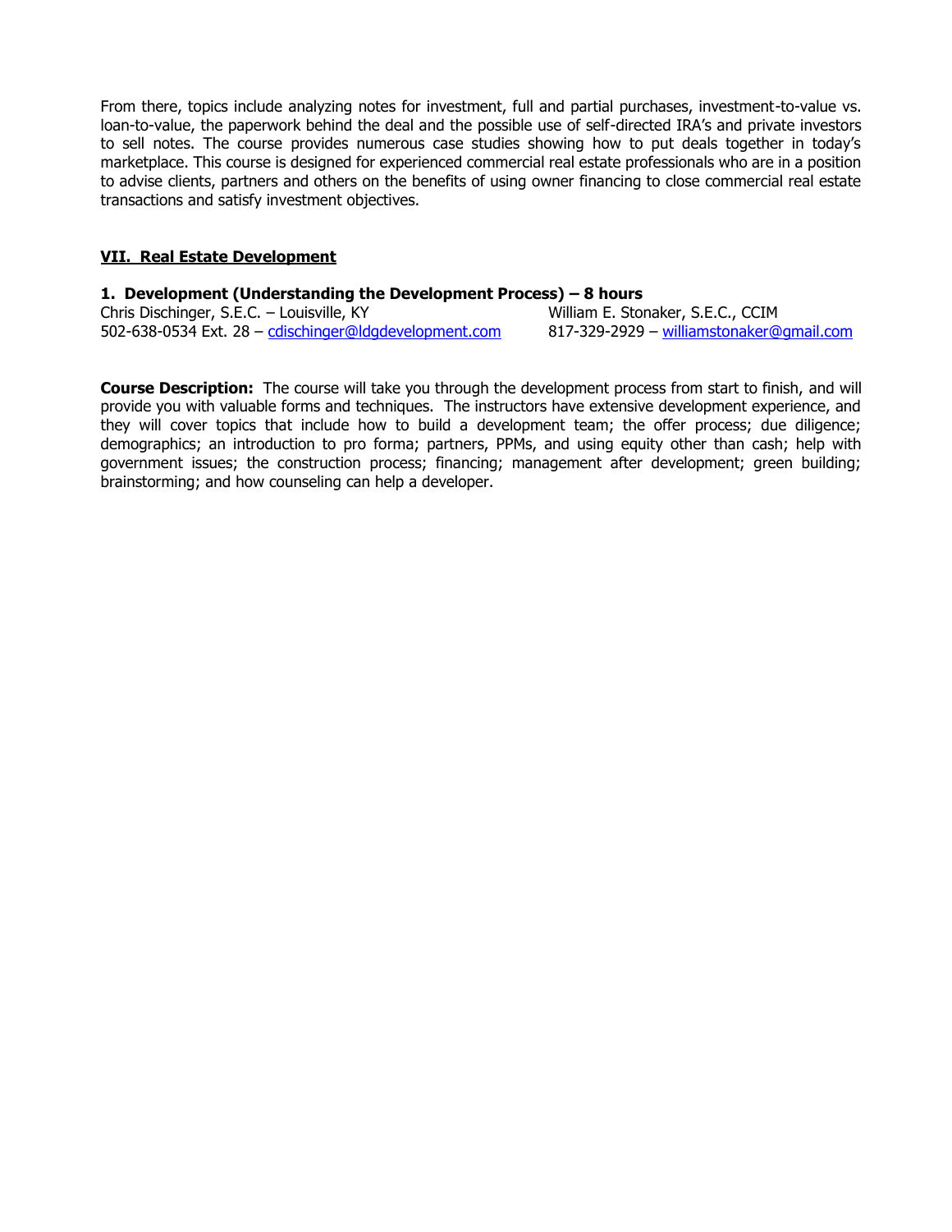From there, topics include analyzing notes for investment, full and partial purchases, investment-to-value vs. loan-to-value, the paperwork behind the deal and the possible use of self-directed IRA's and private investors to sell notes. The course provides numerous case studies showing how to put deals together in today's marketplace. This course is designed for experienced commercial real estate professionals who are in a position to advise clients, partners and others on the benefits of using owner financing to close commercial real estate transactions and satisfy investment objectives.

## VII. Real Estate Development

### 1. Development (Understanding the Development Process) – 8 hours

Chris Dischinger, S.E.C. – Louisville, KY
502-638-0534 Ext. 28 – cdischinger@ldgdevelopment.com

William E. Stonaker, S.E.C., CCIM
817-329-2929 – williamstonaker@gmail.com

**Course Description:** The course will take you through the development process from start to finish, and will provide you with valuable forms and techniques. The instructors have extensive development experience, and they will cover topics that include how to build a development team; the offer process; due diligence; demographics; an introduction to pro forma; partners, PPMs, and using equity other than cash; help with government issues; the construction process; financing; management after development; green building; brainstorming; and how counseling can help a developer.